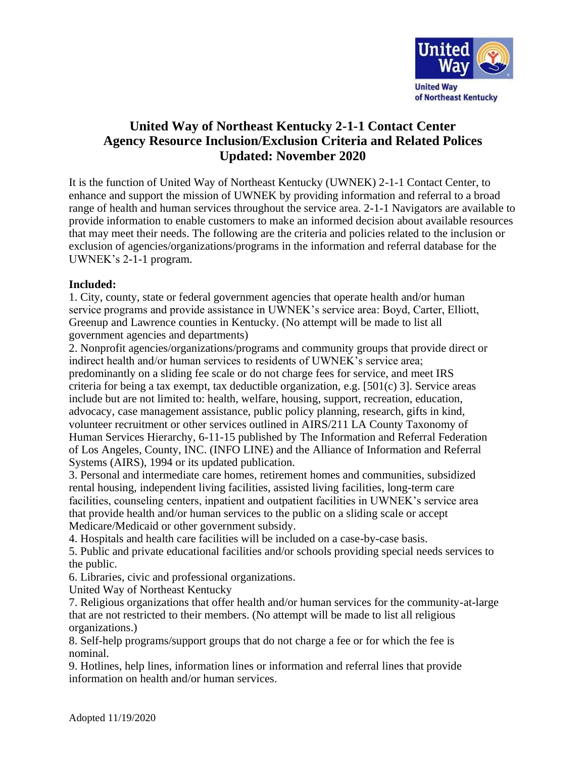# United Way of Northeast Kentucky 2-1-1 Contact Center
# Agency Resource Inclusion/Exclusion Criteria and Related Polices
# Updated: November 2020

It is the function of United Way of Northeast Kentucky (UWNEK) 2-1-1 Contact Center, to enhance and support the mission of UWNEK by providing information and referral to a broad range of health and human services throughout the service area. 2-1-1 Navigators are available to provide information to enable customers to make an informed decision about available resources that may meet their needs. The following are the criteria and policies related to the inclusion or exclusion of agencies/organizations/programs in the information and referral database for the UWNEK's 2-1-1 program.

**Included:**

1. City, county, state or federal government agencies that operate health and/or human service programs and provide assistance in UWNEK's service area: Boyd, Carter, Elliott, Greenup and Lawrence counties in Kentucky. (No attempt will be made to list all government agencies and departments)
2. Nonprofit agencies/organizations/programs and community groups that provide direct or indirect health and/or human services to residents of UWNEK's service area; predominantly on a sliding fee scale or do not charge fees for service, and meet IRS criteria for being a tax exempt, tax deductible organization, e.g. [501(c) 3]. Service areas include but are not limited to: health, welfare, housing, support, recreation, education, advocacy, case management assistance, public policy planning, research, gifts in kind, volunteer recruitment or other services outlined in AIRS/211 LA County Taxonomy of Human Services Hierarchy, 6-11-15 published by The Information and Referral Federation of Los Angeles, County, INC. (INFO LINE) and the Alliance of Information and Referral Systems (AIRS), 1994 or its updated publication.
3. Personal and intermediate care homes, retirement homes and communities, subsidized rental housing, independent living facilities, assisted living facilities, long-term care facilities, counseling centers, inpatient and outpatient facilities in UWNEK's service area that provide health and/or human services to the public on a sliding scale or accept Medicare/Medicaid or other government subsidy.
4. Hospitals and health care facilities will be included on a case-by-case basis.
5. Public and private educational facilities and/or schools providing special needs services to the public.
6. Libraries, civic and professional organizations.

United Way of Northeast Kentucky

7. Religious organizations that offer health and/or human services for the community-at-large that are not restricted to their members. (No attempt will be made to list all religious organizations.)
8. Self-help programs/support groups that do not charge a fee or for which the fee is nominal.
9. Hotlines, help lines, information lines or information and referral lines that provide information on health and/or human services.

Adopted 11/19/2020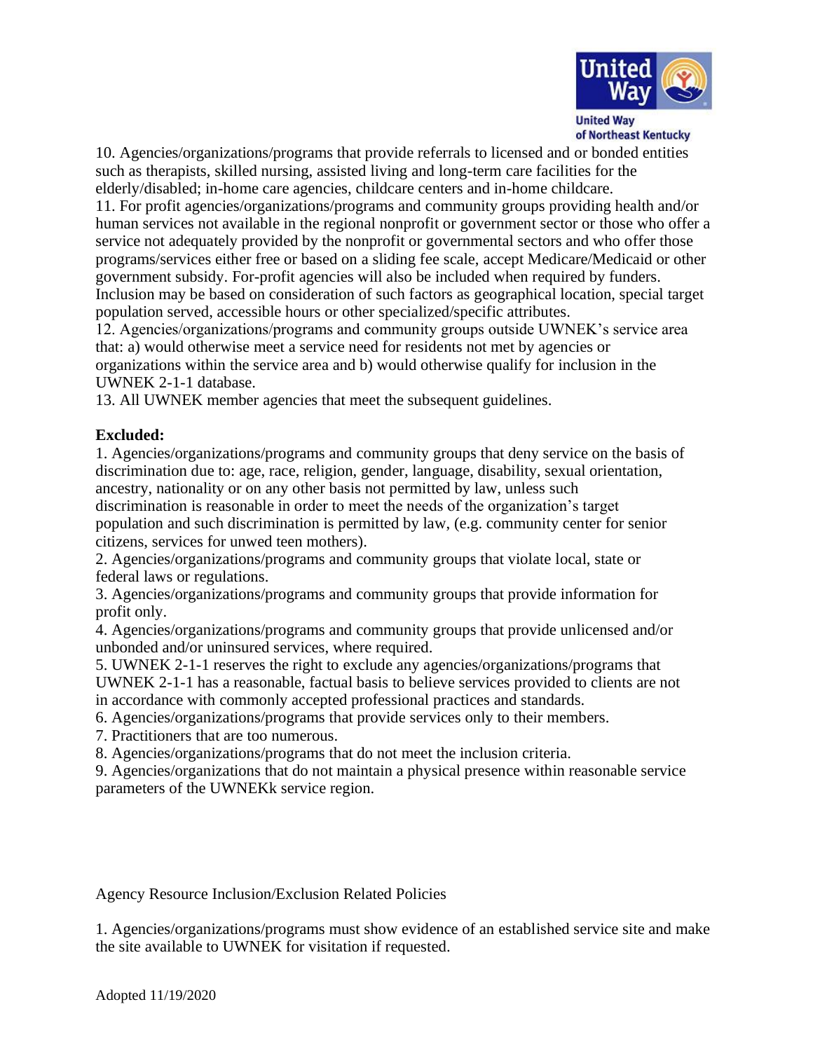10. Agencies/organizations/programs that provide referrals to licensed and or bonded entities such as therapists, skilled nursing, assisted living and long-term care facilities for the elderly/disabled; in-home care agencies, childcare centers and in-home childcare.
11. For profit agencies/organizations/programs and community groups providing health and/or human services not available in the regional nonprofit or government sector or those who offer a service not adequately provided by the nonprofit or governmental sectors and who offer those programs/services either free or based on a sliding fee scale, accept Medicare/Medicaid or other government subsidy. For-profit agencies will also be included when required by funders. Inclusion may be based on consideration of such factors as geographical location, special target population served, accessible hours or other specialized/specific attributes.
12. Agencies/organizations/programs and community groups outside UWNEK's service area that: a) would otherwise meet a service need for residents not met by agencies or organizations within the service area and b) would otherwise qualify for inclusion in the UWNEK 2-1-1 database.
13. All UWNEK member agencies that meet the subsequent guidelines.

**Excluded:**

1. Agencies/organizations/programs and community groups that deny service on the basis of discrimination due to: age, race, religion, gender, language, disability, sexual orientation, ancestry, nationality or on any other basis not permitted by law, unless such discrimination is reasonable in order to meet the needs of the organization's target population and such discrimination is permitted by law, (e.g. community center for senior citizens, services for unwed teen mothers).
2. Agencies/organizations/programs and community groups that violate local, state or federal laws or regulations.
3. Agencies/organizations/programs and community groups that provide information for profit only.
4. Agencies/organizations/programs and community groups that provide unlicensed and/or unbonded and/or uninsured services, where required.
5. UWNEK 2-1-1 reserves the right to exclude any agencies/organizations/programs that UWNEK 2-1-1 has a reasonable, factual basis to believe services provided to clients are not in accordance with commonly accepted professional practices and standards.
6. Agencies/organizations/programs that provide services only to their members.
7. Practitioners that are too numerous.
8. Agencies/organizations/programs that do not meet the inclusion criteria.
9. Agencies/organizations that do not maintain a physical presence within reasonable service parameters of the UWNEKk service region.

Agency Resource Inclusion/Exclusion Related Policies

1. Agencies/organizations/programs must show evidence of an established service site and make the site available to UWNEK for visitation if requested.

Adopted 11/19/2020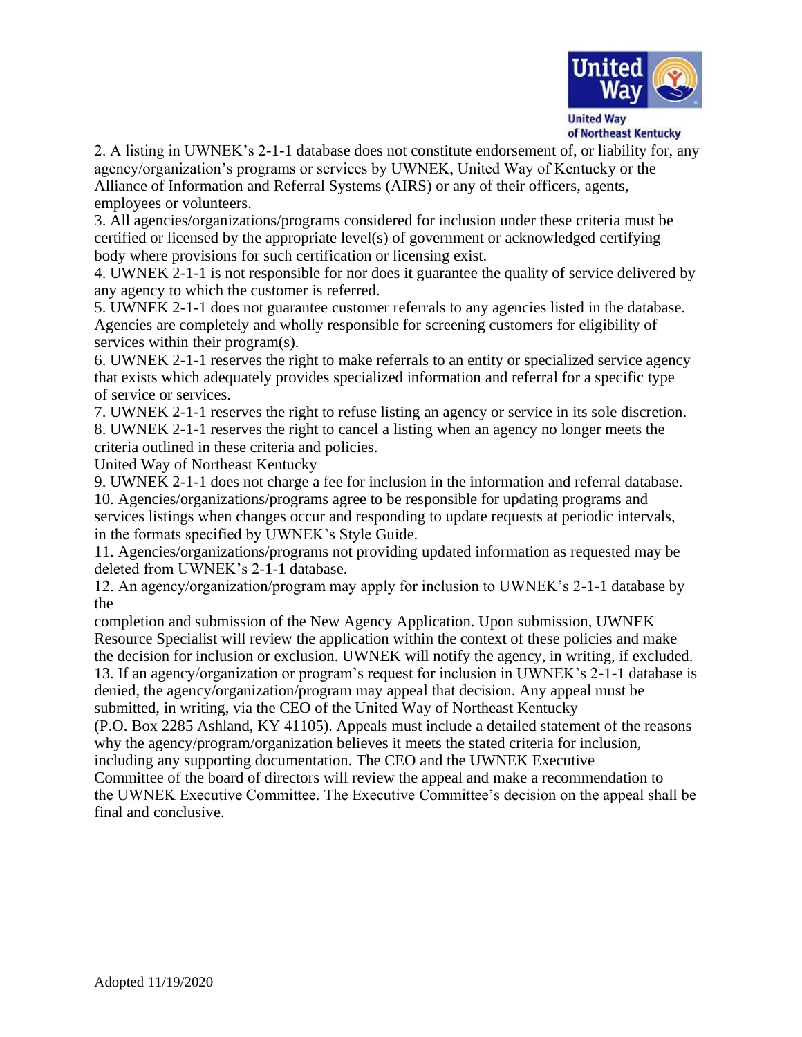2. A listing in UWNEK's 2-1-1 database does not constitute endorsement of, or liability for, any agency/organization's programs or services by UWNEK, United Way of Kentucky or the Alliance of Information and Referral Systems (AIRS) or any of their officers, agents, employees or volunteers.

3. All agencies/organizations/programs considered for inclusion under these criteria must be certified or licensed by the appropriate level(s) of government or acknowledged certifying body where provisions for such certification or licensing exist.

4. UWNEK 2-1-1 is not responsible for nor does it guarantee the quality of service delivered by any agency to which the customer is referred.

5. UWNEK 2-1-1 does not guarantee customer referrals to any agencies listed in the database. Agencies are completely and wholly responsible for screening customers for eligibility of services within their program(s).

6. UWNEK 2-1-1 reserves the right to make referrals to an entity or specialized service agency that exists which adequately provides specialized information and referral for a specific type of service or services.

7. UWNEK 2-1-1 reserves the right to refuse listing an agency or service in its sole discretion.

8. UWNEK 2-1-1 reserves the right to cancel a listing when an agency no longer meets the criteria outlined in these criteria and policies.

United Way of Northeast Kentucky

9. UWNEK 2-1-1 does not charge a fee for inclusion in the information and referral database.

10. Agencies/organizations/programs agree to be responsible for updating programs and services listings when changes occur and responding to update requests at periodic intervals, in the formats specified by UWNEK's Style Guide.

11. Agencies/organizations/programs not providing updated information as requested may be deleted from UWNEK's 2-1-1 database.

12. An agency/organization/program may apply for inclusion to UWNEK's 2-1-1 database by the completion and submission of the New Agency Application. Upon submission, UWNEK Resource Specialist will review the application within the context of these policies and make the decision for inclusion or exclusion. UWNEK will notify the agency, in writing, if excluded.

13. If an agency/organization or program's request for inclusion in UWNEK's 2-1-1 database is denied, the agency/organization/program may appeal that decision. Any appeal must be submitted, in writing, via the CEO of the United Way of Northeast Kentucky (P.O. Box 2285 Ashland, KY 41105). Appeals must include a detailed statement of the reasons why the agency/program/organization believes it meets the stated criteria for inclusion, including any supporting documentation. The CEO and the UWNEK Executive Committee of the board of directors will review the appeal and make a recommendation to the UWNEK Executive Committee. The Executive Committee's decision on the appeal shall be final and conclusive.

Adopted 11/19/2020